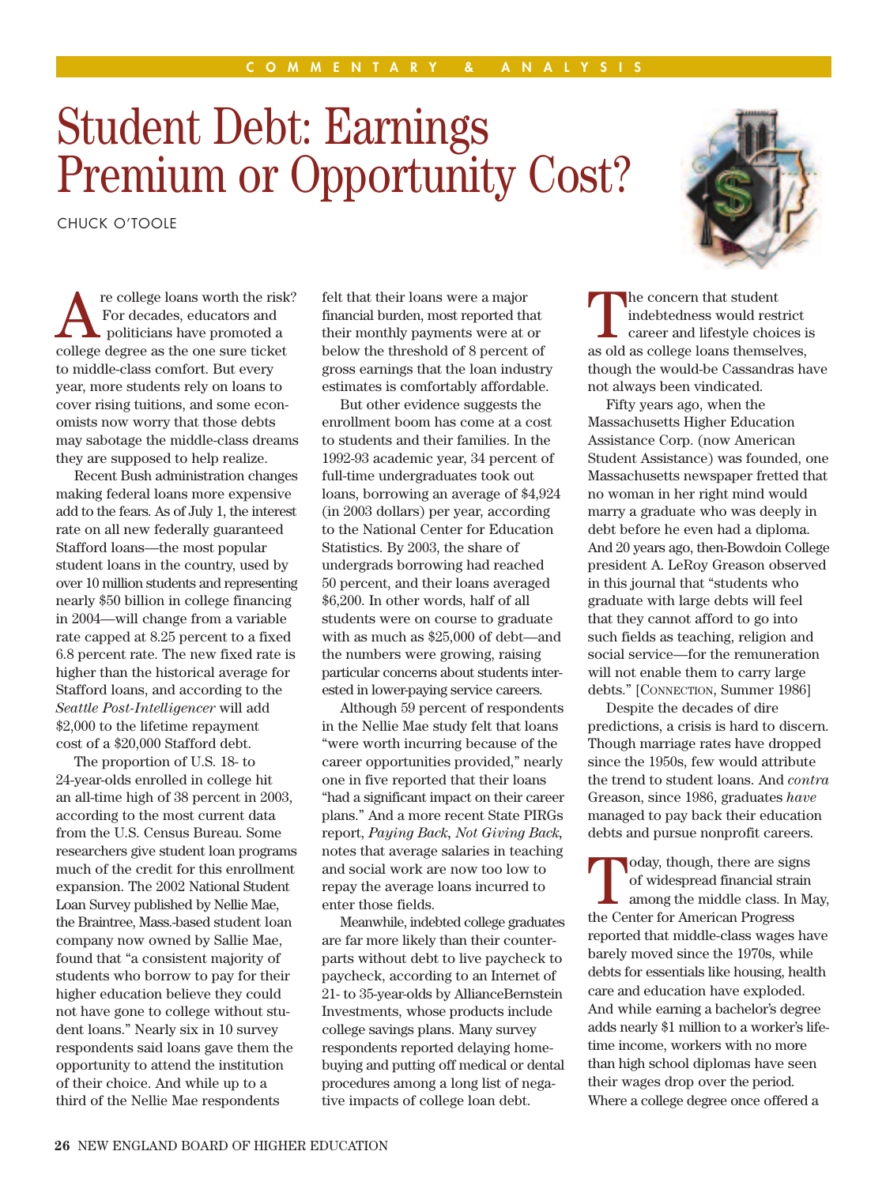COMMENTARY & ANALYSIS

# Student Debt: Earnings Premium or Opportunity Cost?

CHUCK O'TOOLE

Are college loans worth the risk? For decades, educators and politicians have promoted a college degree as the one sure ticket to middle-class comfort. But every year, more students rely on loans to cover rising tuitions, and some economists now worry that those debts may sabotage the middle-class dreams they are supposed to help realize.

Recent Bush administration changes making federal loans more expensive add to the fears. As of July 1, the interest rate on all new federally guaranteed Stafford loans—the most popular student loans in the country, used by over 10 million students and representing nearly $50 billion in college financing in 2004—will change from a variable rate capped at 8.25 percent to a fixed 6.8 percent rate. The new fixed rate is higher than the historical average for Stafford loans, and according to the *Seattle Post-Intelligencer* will add $2,000 to the lifetime repayment cost of a $20,000 Stafford debt.

The proportion of U.S. 18- to 24-year-olds enrolled in college hit an all-time high of 38 percent in 2003, according to the most current data from the U.S. Census Bureau. Some researchers give student loan programs much of the credit for this enrollment expansion. The 2002 National Student Loan Survey published by Nellie Mae, the Braintree, Mass.-based student loan company now owned by Sallie Mae, found that "a consistent majority of students who borrow to pay for their higher education believe they could not have gone to college without student loans." Nearly six in 10 survey respondents said loans gave them the opportunity to attend the institution of their choice. And while up to a third of the Nellie Mae respondents felt that their loans were a major financial burden, most reported that their monthly payments were at or below the threshold of 8 percent of gross earnings that the loan industry estimates is comfortably affordable.

But other evidence suggests the enrollment boom has come at a cost to students and their families. In the 1992-93 academic year, 34 percent of full-time undergraduates took out loans, borrowing an average of $4,924 (in 2003 dollars) per year, according to the National Center for Education Statistics. By 2003, the share of undergrads borrowing had reached 50 percent, and their loans averaged $6,200. In other words, half of all students were on course to graduate with as much as $25,000 of debt—and the numbers were growing, raising particular concerns about students interested in lower-paying service careers.

Although 59 percent of respondents in the Nellie Mae study felt that loans "were worth incurring because of the career opportunities provided," nearly one in five reported that their loans "had a significant impact on their career plans." And a more recent State PIRGs report, *Paying Back, Not Giving Back*, notes that average salaries in teaching and social work are now too low to repay the average loans incurred to enter those fields.

Meanwhile, indebted college graduates are far more likely than their counterparts without debt to live paycheck to paycheck, according to an Internet of 21- to 35-year-olds by AllianceBernstein Investments, whose products include college savings plans. Many survey respondents reported delaying homebuying and putting off medical or dental procedures among a long list of negative impacts of college loan debt.

The concern that student indebtedness would restrict career and lifestyle choices is as old as college loans themselves, though the would-be Cassandras have not always been vindicated.

Fifty years ago, when the Massachusetts Higher Education Assistance Corp. (now American Student Assistance) was founded, one Massachusetts newspaper fretted that no woman in her right mind would marry a graduate who was deeply in debt before he even had a diploma. And 20 years ago, then-Bowdoin College president A. LeRoy Greason observed in this journal that "students who graduate with large debts will feel that they cannot afford to go into such fields as teaching, religion and social service—for the remuneration will not enable them to carry large debts." [CONNECTION, Summer 1986]

Despite the decades of dire predictions, a crisis is hard to discern. Though marriage rates have dropped since the 1950s, few would attribute the trend to student loans. And *contra* Greason, since 1986, graduates *have* managed to pay back their education debts and pursue nonprofit careers.

Today, though, there are signs of widespread financial strain among the middle class. In May, the Center for American Progress reported that middle-class wages have barely moved since the 1970s, while debts for essentials like housing, health care and education have exploded. And while earning a bachelor's degree adds nearly $1 million to a worker's lifetime income, workers with no more than high school diplomas have seen their wages drop over the period. Where a college degree once offered a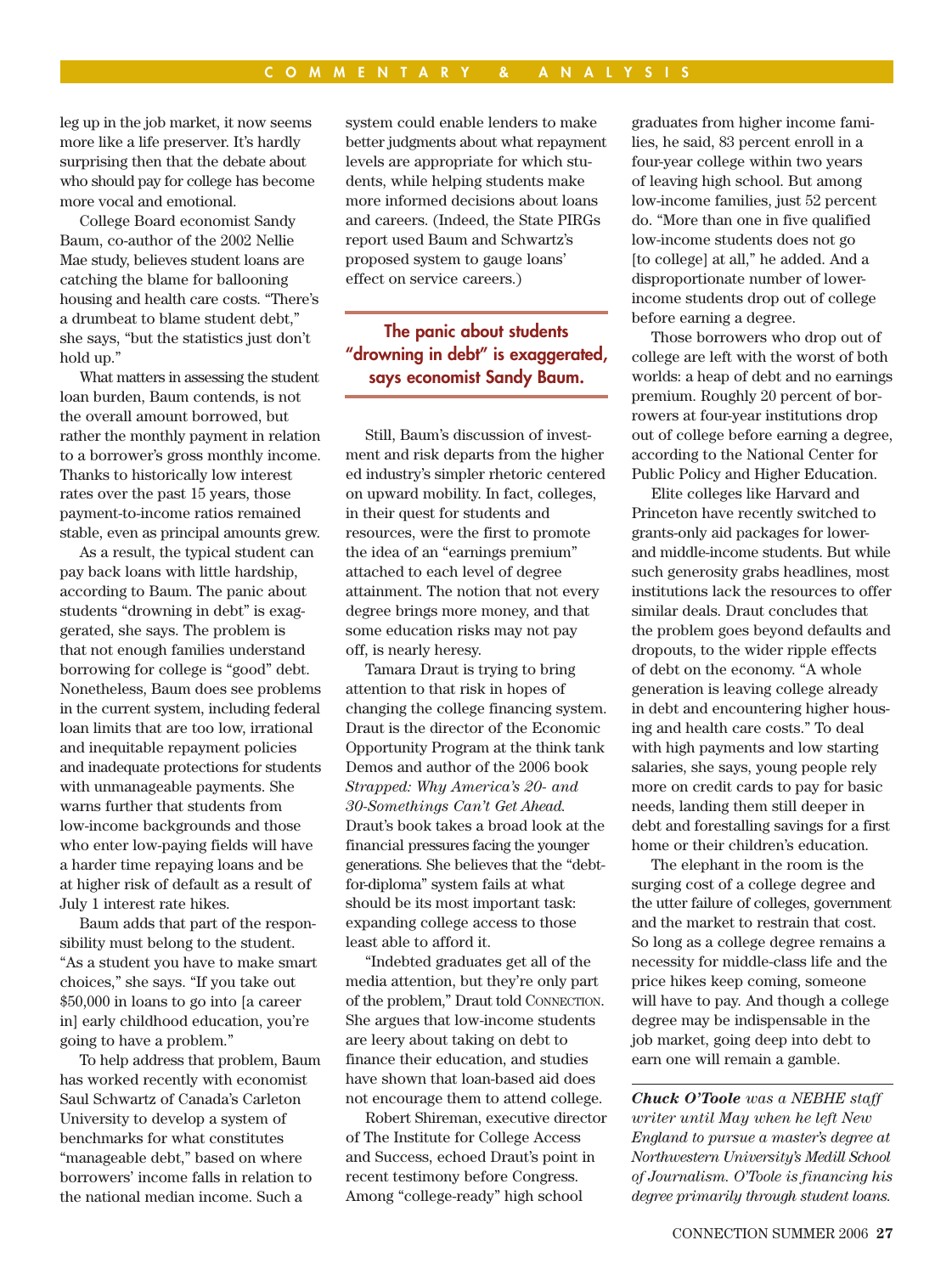leg up in the job market, it now seems more like a life preserver. It's hardly surprising then that the debate about who should pay for college has become more vocal and emotional.

College Board economist Sandy Baum, co-author of the 2002 Nellie Mae study, believes student loans are catching the blame for ballooning housing and health care costs. "There's a drumbeat to blame student debt," she says, "but the statistics just don't hold up."

What matters in assessing the student loan burden, Baum contends, is not the overall amount borrowed, but rather the monthly payment in relation to a borrower's gross monthly income. Thanks to historically low interest rates over the past 15 years, those payment-to-income ratios remained stable, even as principal amounts grew.

As a result, the typical student can pay back loans with little hardship, according to Baum. The panic about students "drowning in debt" is exaggerated, she says. The problem is that not enough families understand borrowing for college is "good" debt. Nonetheless, Baum does see problems in the current system, including federal loan limits that are too low, irrational and inequitable repayment policies and inadequate protections for students with unmanageable payments. She warns further that students from low-income backgrounds and those who enter low-paying fields will have a harder time repaying loans and be at higher risk of default as a result of July 1 interest rate hikes.

Baum adds that part of the responsibility must belong to the student. "As a student you have to make smart choices," she says. "If you take out $50,000 in loans to go into [a career in] early childhood education, you're going to have a problem."

To help address that problem, Baum has worked recently with economist Saul Schwartz of Canada's Carleton University to develop a system of benchmarks for what constitutes "manageable debt," based on where borrowers' income falls in relation to the national median income. Such a system could enable lenders to make better judgments about what repayment levels are appropriate for which students, while helping students make more informed decisions about loans and careers. (Indeed, the State PIRGs report used Baum and Schwartz's proposed system to gauge loans' effect on service careers.)

**The panic about students "drowning in debt" is exaggerated, says economist Sandy Baum.**

Still, Baum's discussion of investment and risk departs from the higher ed industry's simpler rhetoric centered on upward mobility. In fact, colleges, in their quest for students and resources, were the first to promote the idea of an "earnings premium" attached to each level of degree attainment. The notion that not every degree brings more money, and that some education risks may not pay off, is nearly heresy.

Tamara Draut is trying to bring attention to that risk in hopes of changing the college financing system. Draut is the director of the Economic Opportunity Program at the think tank Demos and author of the 2006 book *Strapped: Why America's 20- and 30-Somethings Can't Get Ahead*. Draut's book takes a broad look at the financial pressures facing the younger generations. She believes that the "debt-for-diploma" system fails at what should be its most important task: expanding college access to those least able to afford it.

"Indebted graduates get all of the media attention, but they're only part of the problem," Draut told CONNECTION. She argues that low-income students are leery about taking on debt to finance their education, and studies have shown that loan-based aid does not encourage them to attend college.

Robert Shireman, executive director of The Institute for College Access and Success, echoed Draut's point in recent testimony before Congress. Among "college-ready" high school graduates from higher income families, he said, 83 percent enroll in a four-year college within two years of leaving high school. But among low-income families, just 52 percent do. "More than one in five qualified low-income students does not go [to college] at all," he added. And a disproportionate number of lower-income students drop out of college before earning a degree.

Those borrowers who drop out of college are left with the worst of both worlds: a heap of debt and no earnings premium. Roughly 20 percent of borrowers at four-year institutions drop out of college before earning a degree, according to the National Center for Public Policy and Higher Education.

Elite colleges like Harvard and Princeton have recently switched to grants-only aid packages for lower- and middle-income students. But while such generosity grabs headlines, most institutions lack the resources to offer similar deals. Draut concludes that the problem goes beyond defaults and dropouts, to the wider ripple effects of debt on the economy. "A whole generation is leaving college already in debt and encountering higher housing and health care costs." To deal with high payments and low starting salaries, she says, young people rely more on credit cards to pay for basic needs, landing them still deeper in debt and forestalling savings for a first home or their children's education.

The elephant in the room is the surging cost of a college degree and the utter failure of colleges, government and the market to restrain that cost. So long as a college degree remains a necessity for middle-class life and the price hikes keep coming, someone will have to pay. And though a college degree may be indispensable in the job market, going deep into debt to earn one will remain a gamble.

***Chuck O'Toole** was a NEBHE staff writer until May when he left New England to pursue a master's degree at Northwestern University's Medill School of Journalism. O'Toole is financing his degree primarily through student loans.*